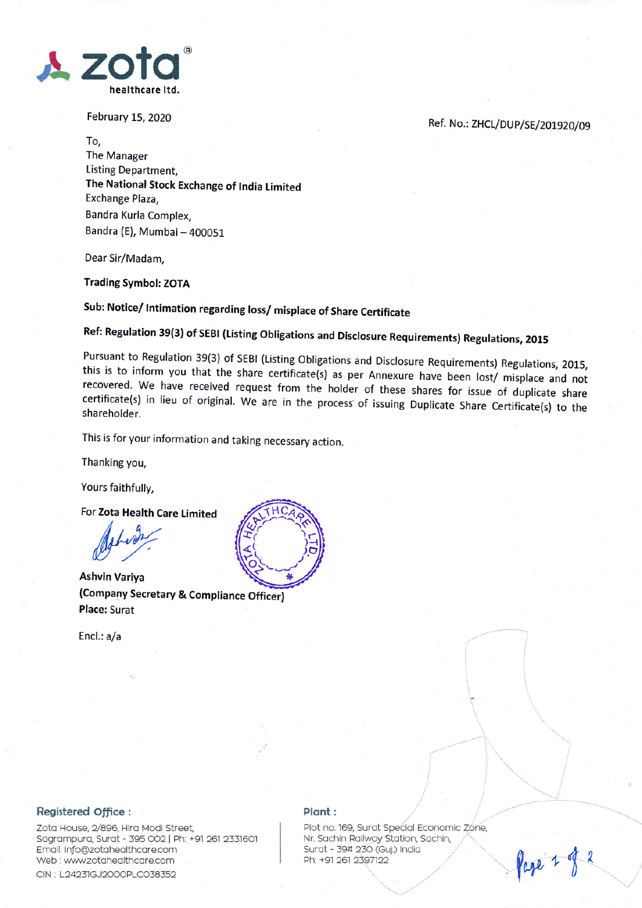**zota**
healthcare ltd.

February 15, 2020

Ref. No.: ZHCL/DUP/SE/201920/09

To,
The Manager
Listing Department,
**The National Stock Exchange of India Limited**
Exchange Plaza,
Bandra Kurla Complex,
Bandra (E), Mumbai – 400051

Dear Sir/Madam,

**Trading Symbol: ZOTA**

**Sub: Notice/ Intimation regarding loss/ misplace of Share Certificate**

**Ref: Regulation 39(3) of SEBI (Listing Obligations and Disclosure Requirements) Regulations, 2015**

Pursuant to Regulation 39(3) of SEBI (Listing Obligations and Disclosure Requirements) Regulations, 2015, this is to inform you that the share certificate(s) as per Annexure have been lost/ misplace and not recovered. We have received request from the holder of these shares for issue of duplicate share certificate(s) in lieu of original. We are in the process of issuing Duplicate Share Certificate(s) to the shareholder.

This is for your information and taking necessary action.

Thanking you,

Yours faithfully,

For **Zota Health Care Limited**

**Ashvin Variya**
**(Company Secretary & Compliance Officer)**
**Place:** Surat

Encl.: a/a

**Registered Office :**
Zota House, 2/896, Hira Modi Street,
Sagrampura, Surat - 395 002 | Ph: +91 261 2331601
Email: info@zotahealthcare.com
Web : www.zotahealthcare.com
CIN : L24231GJ2000PLC038352

**Plant :**
Plot no. 169, Surat Special Economic Zone,
Nr. Sachin Railway Station, Sachin,
Surat - 394 230 (Guj.) India
Ph: +91 261 2397122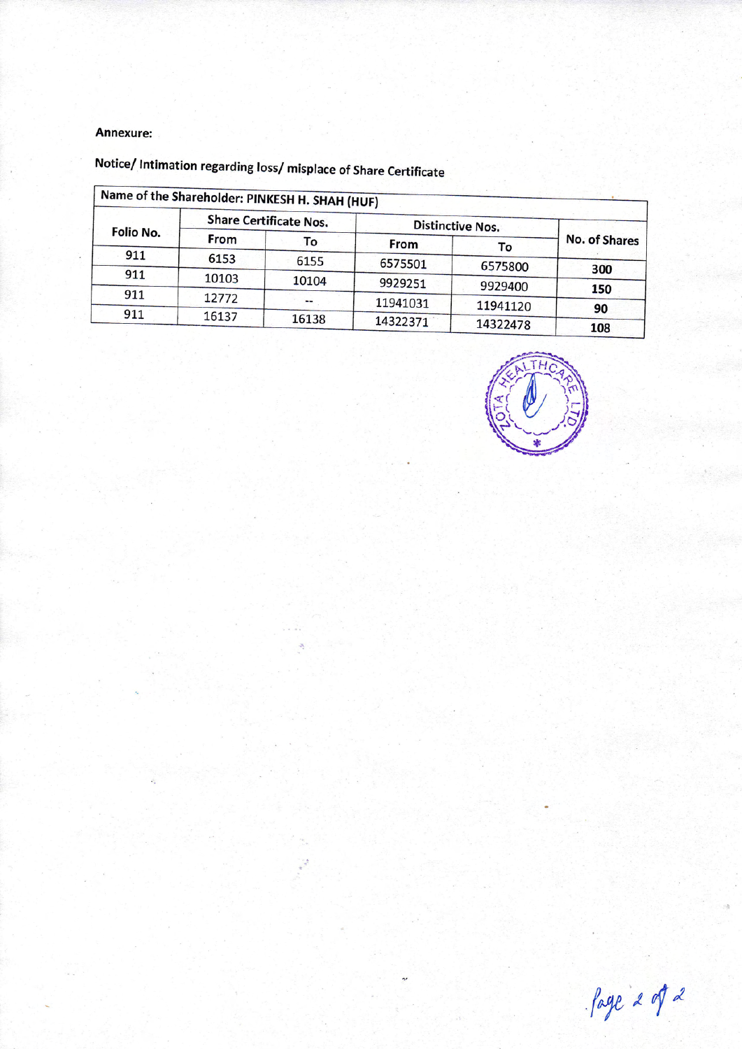Annexure:

Notice/ Intimation regarding loss/ misplace of Share Certificate

| Name of the Shareholder: PINKESH H. SHAH (HUF) | | | | | |
|---|---|---|---|---|---|
| **Folio No.** | **Share Certificate Nos.** | | **Distinctive Nos.** | | **No. of Shares** |
| | **From** | **To** | **From** | **To** | |
| 911 | 6153 | 6155 | 6575501 | 6575800 | **300** |
| 911 | 10103 | 10104 | 9929251 | 9929400 | **150** |
| 911 | 12772 | -- | 11941031 | 11941120 | **90** |
| 911 | 16137 | 16138 | 14322371 | 14322478 | **108** |

ZOTA HEALTHCARE LTD.